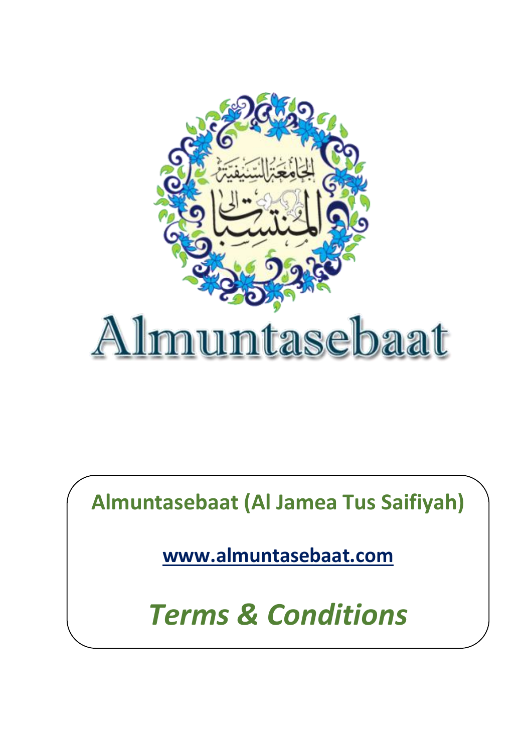الجامعة السيفية
المنتسبات

# Almuntasebaat

**Almuntasebaat (Al Jamea Tus Saifiyah)**

**www.almuntasebaat.com**

***Terms & Conditions***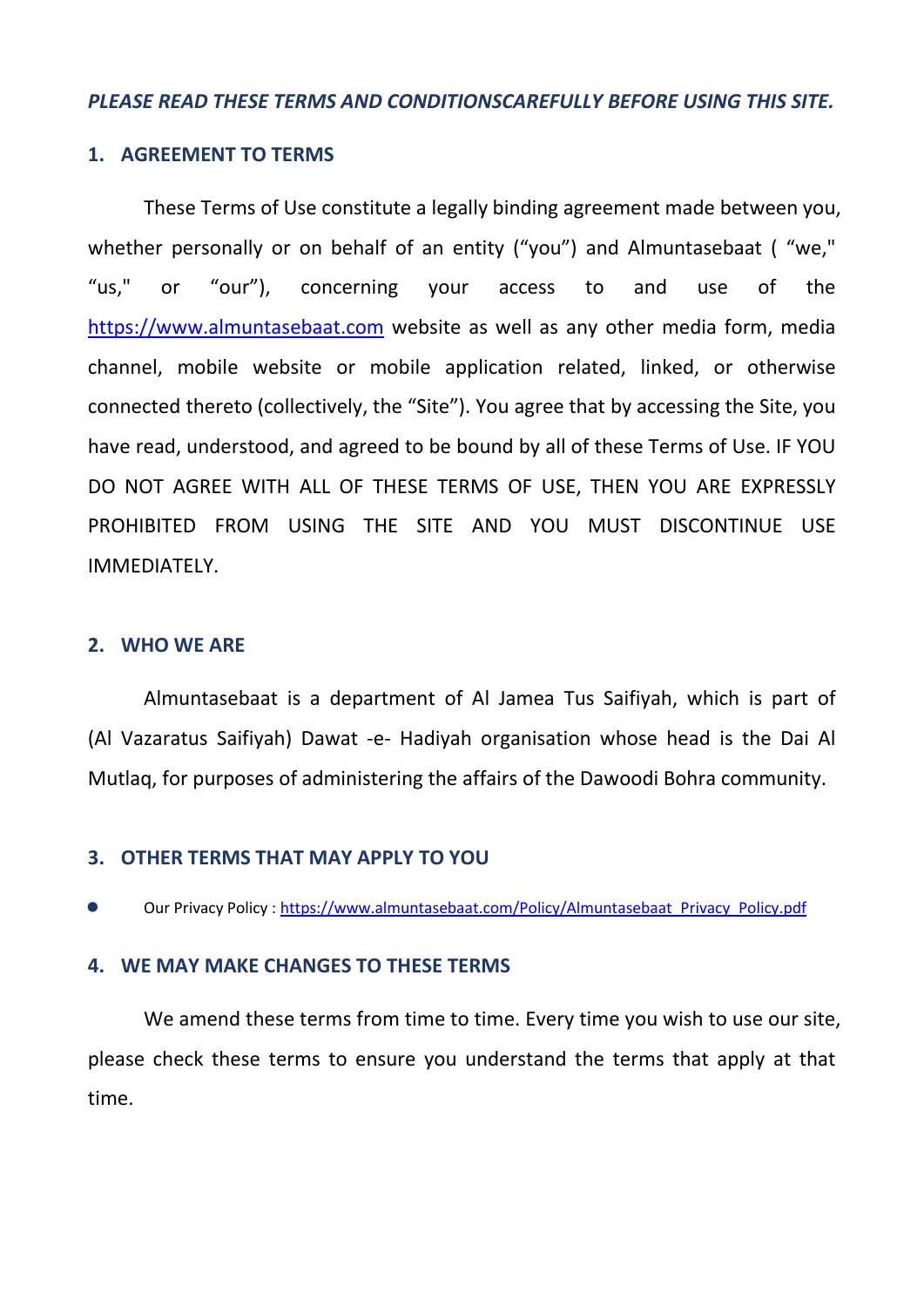***PLEASE READ THESE TERMS AND CONDITIONSCAREFULLY BEFORE USING THIS SITE.***

## 1. AGREEMENT TO TERMS

These Terms of Use constitute a legally binding agreement made between you, whether personally or on behalf of an entity ("you") and Almuntasebaat ( "we," "us," or "our"), concerning your access to and use of the [https://www.almuntasebaat.com](https://www.almuntasebaat.com) website as well as any other media form, media channel, mobile website or mobile application related, linked, or otherwise connected thereto (collectively, the "Site"). You agree that by accessing the Site, you have read, understood, and agreed to be bound by all of these Terms of Use. IF YOU DO NOT AGREE WITH ALL OF THESE TERMS OF USE, THEN YOU ARE EXPRESSLY PROHIBITED FROM USING THE SITE AND YOU MUST DISCONTINUE USE IMMEDIATELY.

## 2. WHO WE ARE

Almuntasebaat is a department of Al Jamea Tus Saifiyah, which is part of (Al Vazaratus Saifiyah) Dawat -e- Hadiyah organisation whose head is the Dai Al Mutlaq, for purposes of administering the affairs of the Dawoodi Bohra community.

## 3. OTHER TERMS THAT MAY APPLY TO YOU

- Our Privacy Policy : [https://www.almuntasebaat.com/Policy/Almuntasebaat_Privacy_Policy.pdf](https://www.almuntasebaat.com/Policy/Almuntasebaat_Privacy_Policy.pdf)

## 4. WE MAY MAKE CHANGES TO THESE TERMS

We amend these terms from time to time. Every time you wish to use our site, please check these terms to ensure you understand the terms that apply at that time.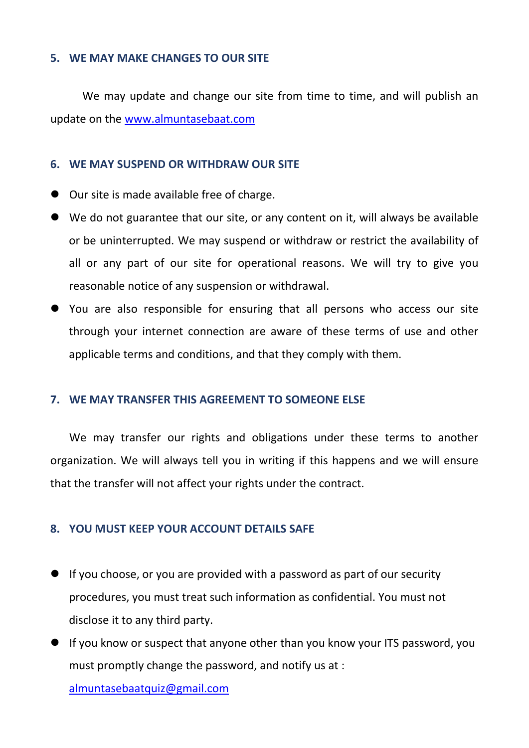## 5. WE MAY MAKE CHANGES TO OUR SITE

We may update and change our site from time to time, and will publish an update on the [www.almuntasebaat.com](http://www.almuntasebaat.com)

## 6. WE MAY SUSPEND OR WITHDRAW OUR SITE

- Our site is made available free of charge.
- We do not guarantee that our site, or any content on it, will always be available or be uninterrupted. We may suspend or withdraw or restrict the availability of all or any part of our site for operational reasons. We will try to give you reasonable notice of any suspension or withdrawal.
- You are also responsible for ensuring that all persons who access our site through your internet connection are aware of these terms of use and other applicable terms and conditions, and that they comply with them.

## 7. WE MAY TRANSFER THIS AGREEMENT TO SOMEONE ELSE

We may transfer our rights and obligations under these terms to another organization. We will always tell you in writing if this happens and we will ensure that the transfer will not affect your rights under the contract.

## 8. YOU MUST KEEP YOUR ACCOUNT DETAILS SAFE

- If you choose, or you are provided with a password as part of our security procedures, you must treat such information as confidential. You must not disclose it to any third party.
- If you know or suspect that anyone other than you know your ITS password, you must promptly change the password, and notify us at : [almuntasebaatquiz@gmail.com](mailto:almuntasebaatquiz@gmail.com)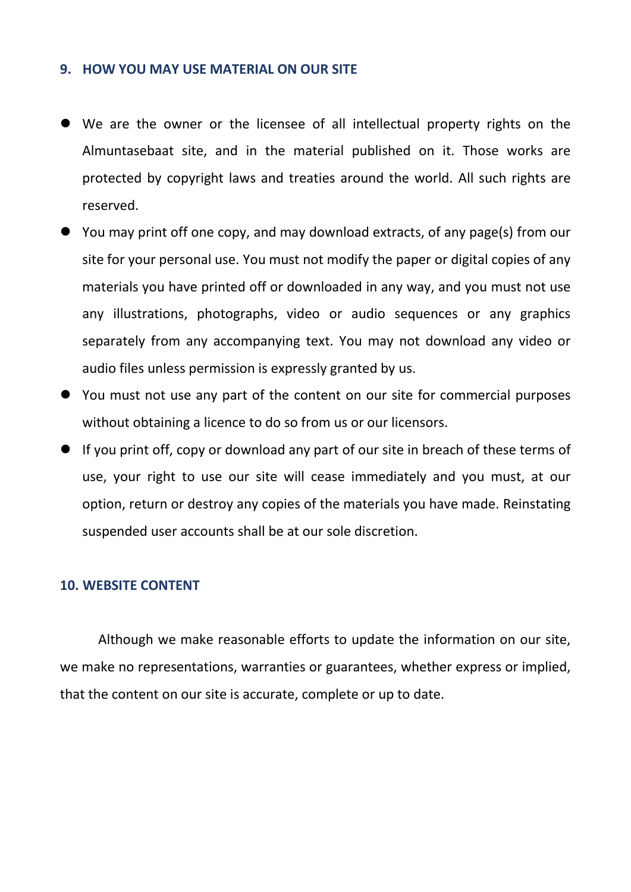## 9. HOW YOU MAY USE MATERIAL ON OUR SITE

- We are the owner or the licensee of all intellectual property rights on the Almuntasebaat site, and in the material published on it. Those works are protected by copyright laws and treaties around the world. All such rights are reserved.
- You may print off one copy, and may download extracts, of any page(s) from our site for your personal use. You must not modify the paper or digital copies of any materials you have printed off or downloaded in any way, and you must not use any illustrations, photographs, video or audio sequences or any graphics separately from any accompanying text. You may not download any video or audio files unless permission is expressly granted by us.
- You must not use any part of the content on our site for commercial purposes without obtaining a licence to do so from us or our licensors.
- If you print off, copy or download any part of our site in breach of these terms of use, your right to use our site will cease immediately and you must, at our option, return or destroy any copies of the materials you have made. Reinstating suspended user accounts shall be at our sole discretion.

## 10. WEBSITE CONTENT

Although we make reasonable efforts to update the information on our site, we make no representations, warranties or guarantees, whether express or implied, that the content on our site is accurate, complete or up to date.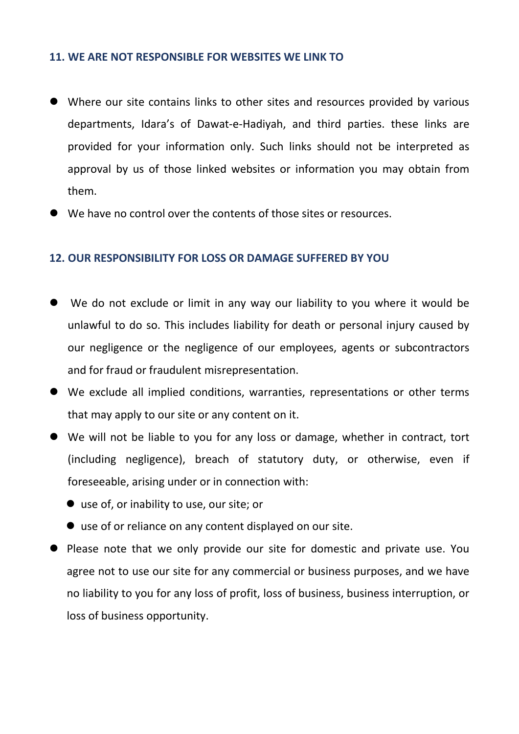### 11. WE ARE NOT RESPONSIBLE FOR WEBSITES WE LINK TO

- Where our site contains links to other sites and resources provided by various departments, Idara's of Dawat-e-Hadiyah, and third parties. these links are provided for your information only. Such links should not be interpreted as approval by us of those linked websites or information you may obtain from them.
- We have no control over the contents of those sites or resources.

### 12. OUR RESPONSIBILITY FOR LOSS OR DAMAGE SUFFERED BY YOU

- We do not exclude or limit in any way our liability to you where it would be unlawful to do so. This includes liability for death or personal injury caused by our negligence or the negligence of our employees, agents or subcontractors and for fraud or fraudulent misrepresentation.
- We exclude all implied conditions, warranties, representations or other terms that may apply to our site or any content on it.
- We will not be liable to you for any loss or damage, whether in contract, tort (including negligence), breach of statutory duty, or otherwise, even if foreseeable, arising under or in connection with:
  - use of, or inability to use, our site; or
  - use of or reliance on any content displayed on our site.
- Please note that we only provide our site for domestic and private use. You agree not to use our site for any commercial or business purposes, and we have no liability to you for any loss of profit, loss of business, business interruption, or loss of business opportunity.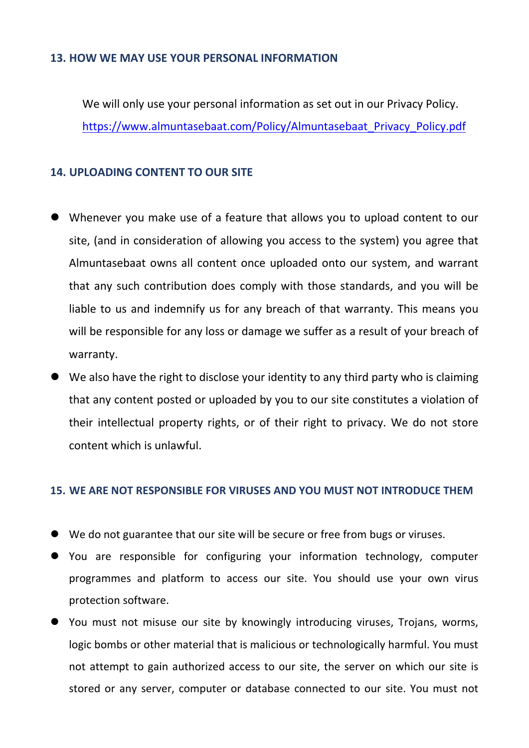## 13. HOW WE MAY USE YOUR PERSONAL INFORMATION

We will only use your personal information as set out in our Privacy Policy. https://www.almuntasebaat.com/Policy/Almuntasebaat_Privacy_Policy.pdf

## 14. UPLOADING CONTENT TO OUR SITE

- Whenever you make use of a feature that allows you to upload content to our site, (and in consideration of allowing you access to the system) you agree that Almuntasebaat owns all content once uploaded onto our system, and warrant that any such contribution does comply with those standards, and you will be liable to us and indemnify us for any breach of that warranty. This means you will be responsible for any loss or damage we suffer as a result of your breach of warranty.
- We also have the right to disclose your identity to any third party who is claiming that any content posted or uploaded by you to our site constitutes a violation of their intellectual property rights, or of their right to privacy. We do not store content which is unlawful.

## 15. WE ARE NOT RESPONSIBLE FOR VIRUSES AND YOU MUST NOT INTRODUCE THEM

- We do not guarantee that our site will be secure or free from bugs or viruses.
- You are responsible for configuring your information technology, computer programmes and platform to access our site. You should use your own virus protection software.
- You must not misuse our site by knowingly introducing viruses, Trojans, worms, logic bombs or other material that is malicious or technologically harmful. You must not attempt to gain authorized access to our site, the server on which our site is stored or any server, computer or database connected to our site. You must not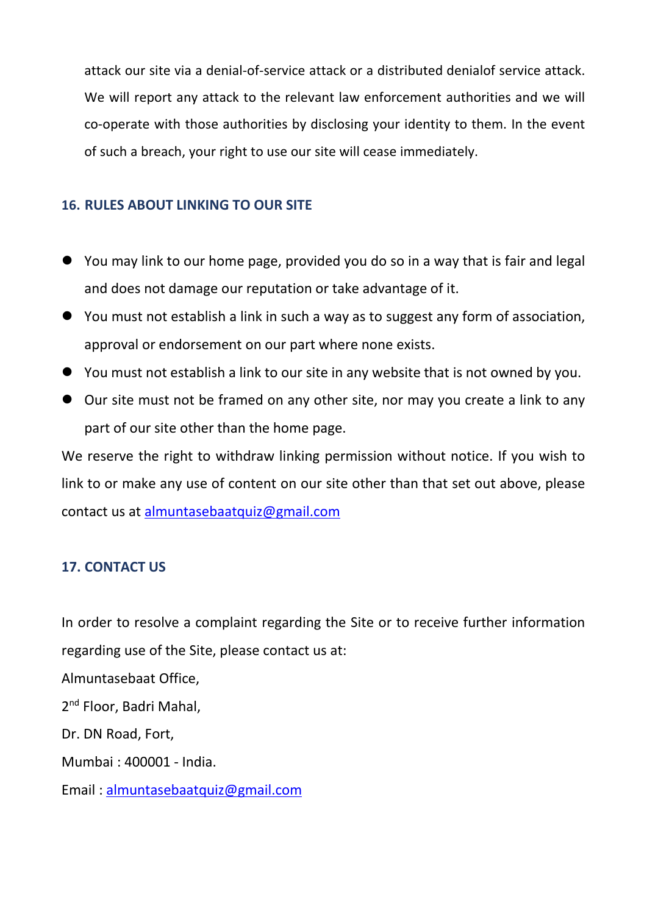attack our site via a denial-of-service attack or a distributed denialof service attack. We will report any attack to the relevant law enforcement authorities and we will co-operate with those authorities by disclosing your identity to them. In the event of such a breach, your right to use our site will cease immediately.

## 16. RULES ABOUT LINKING TO OUR SITE

- You may link to our home page, provided you do so in a way that is fair and legal and does not damage our reputation or take advantage of it.
- You must not establish a link in such a way as to suggest any form of association, approval or endorsement on our part where none exists.
- You must not establish a link to our site in any website that is not owned by you.
- Our site must not be framed on any other site, nor may you create a link to any part of our site other than the home page.

We reserve the right to withdraw linking permission without notice. If you wish to link to or make any use of content on our site other than that set out above, please contact us at almuntasebaatquiz@gmail.com

## 17. CONTACT US

In order to resolve a complaint regarding the Site or to receive further information regarding use of the Site, please contact us at:

Almuntasebaat Office,

2nd Floor, Badri Mahal,

Dr. DN Road, Fort,

Mumbai : 400001 - India.

Email : almuntasebaatquiz@gmail.com